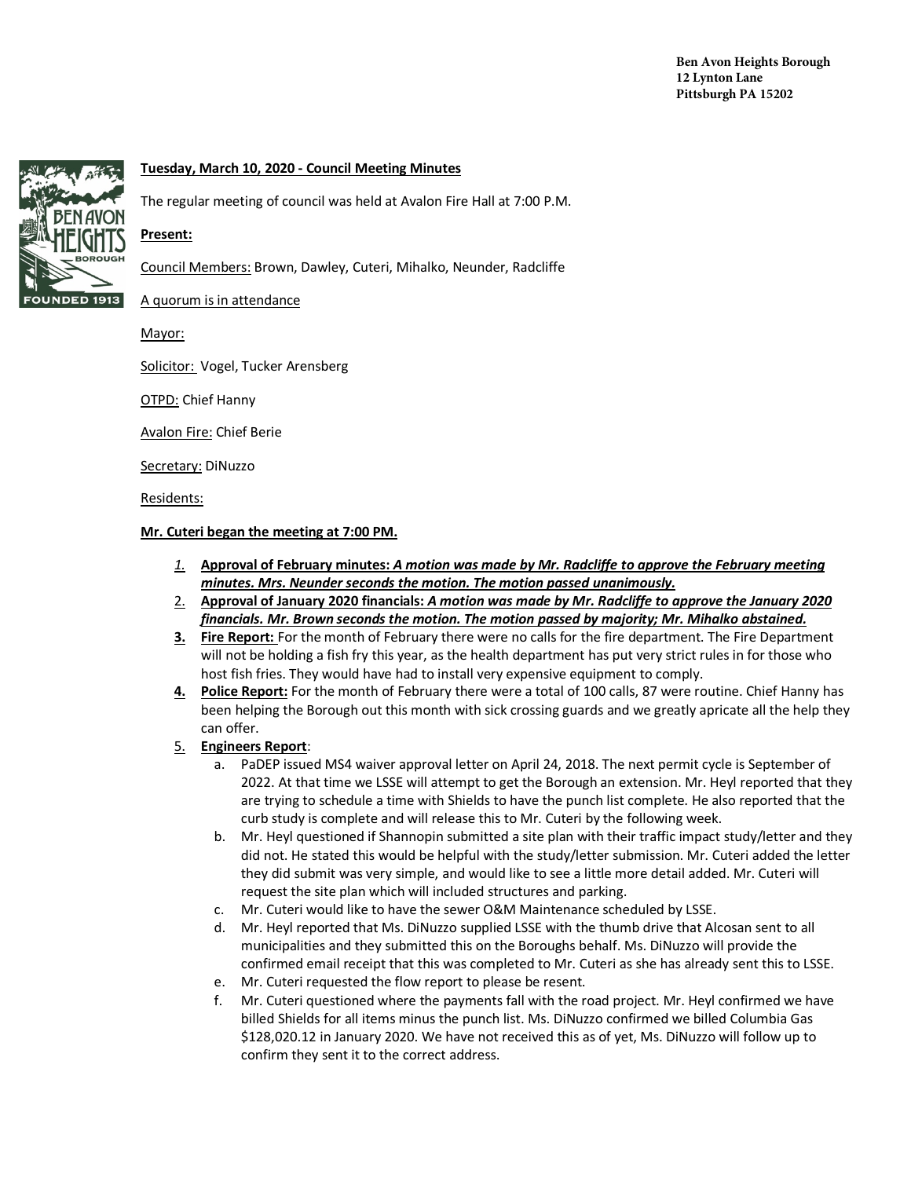Ben Avon Heights Borough
12 Lynton Lane
Pittsburgh PA 15202

**Tuesday, March 10, 2020 - Council Meeting Minutes**

The regular meeting of council was held at Avalon Fire Hall at 7:00 P.M.

**Present:**

Council Members: Brown, Dawley, Cuteri, Mihalko, Neunder, Radcliffe

A quorum is in attendance

Mayor:

Solicitor: Vogel, Tucker Arensberg

OTPD: Chief Hanny

Avalon Fire: Chief Berie

Secretary: DiNuzzo

Residents:

**Mr. Cuteri began the meeting at 7:00 PM.**

1. **Approval of February minutes:** ***A motion was made by Mr. Radcliffe to approve the February meeting minutes. Mrs. Neunder seconds the motion. The motion passed unanimously.***
2. **Approval of January 2020 financials:** ***A motion was made by Mr. Radcliffe to approve the January 2020 financials. Mr. Brown seconds the motion. The motion passed by majority; Mr. Mihalko abstained.***
3. **Fire Report:** For the month of February there were no calls for the fire department. The Fire Department will not be holding a fish fry this year, as the health department has put very strict rules in for those who host fish fries. They would have had to install very expensive equipment to comply.
4. **Police Report:** For the month of February there were a total of 100 calls, 87 were routine. Chief Hanny has been helping the Borough out this month with sick crossing guards and we greatly apricate all the help they can offer.
5. **Engineers Report**:
   a. PaDEP issued MS4 waiver approval letter on April 24, 2018. The next permit cycle is September of 2022. At that time we LSSE will attempt to get the Borough an extension. Mr. Heyl reported that they are trying to schedule a time with Shields to have the punch list complete. He also reported that the curb study is complete and will release this to Mr. Cuteri by the following week.
   b. Mr. Heyl questioned if Shannopin submitted a site plan with their traffic impact study/letter and they did not. He stated this would be helpful with the study/letter submission. Mr. Cuteri added the letter they did submit was very simple, and would like to see a little more detail added. Mr. Cuteri will request the site plan which will included structures and parking.
   c. Mr. Cuteri would like to have the sewer O&M Maintenance scheduled by LSSE.
   d. Mr. Heyl reported that Ms. DiNuzzo supplied LSSE with the thumb drive that Alcosan sent to all municipalities and they submitted this on the Boroughs behalf. Ms. DiNuzzo will provide the confirmed email receipt that this was completed to Mr. Cuteri as she has already sent this to LSSE.
   e. Mr. Cuteri requested the flow report to please be resent.
   f. Mr. Cuteri questioned where the payments fall with the road project. Mr. Heyl confirmed we have billed Shields for all items minus the punch list. Ms. DiNuzzo confirmed we billed Columbia Gas $128,020.12 in January 2020. We have not received this as of yet, Ms. DiNuzzo will follow up to confirm they sent it to the correct address.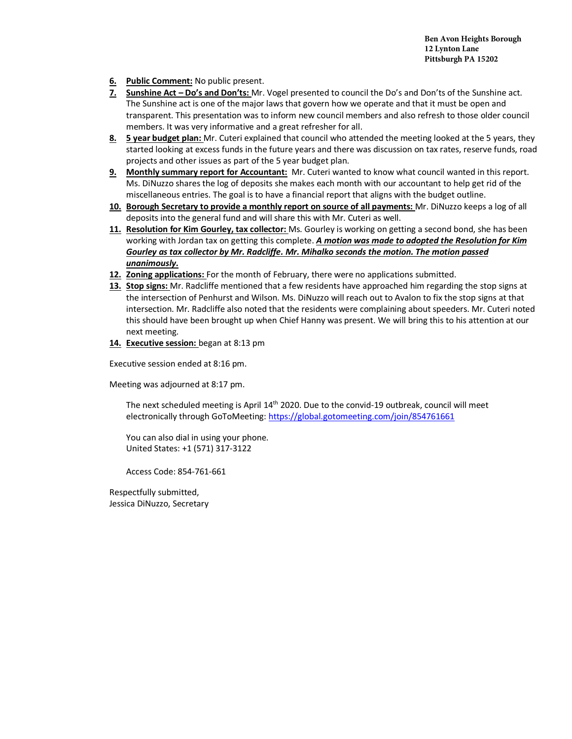Ben Avon Heights Borough
12 Lynton Lane
Pittsburgh PA 15202

6. **Public Comment:** No public present.
7. **Sunshine Act – Do's and Don'ts:** Mr. Vogel presented to council the Do's and Don'ts of the Sunshine act. The Sunshine act is one of the major laws that govern how we operate and that it must be open and transparent. This presentation was to inform new council members and also refresh to those older council members. It was very informative and a great refresher for all.
8. **5 year budget plan:** Mr. Cuteri explained that council who attended the meeting looked at the 5 years, they started looking at excess funds in the future years and there was discussion on tax rates, reserve funds, road projects and other issues as part of the 5 year budget plan.
9. **Monthly summary report for Accountant:** Mr. Cuteri wanted to know what council wanted in this report. Ms. DiNuzzo shares the log of deposits she makes each month with our accountant to help get rid of the miscellaneous entries. The goal is to have a financial report that aligns with the budget outline.
10. **Borough Secretary to provide a monthly report on source of all payments:** Mr. DiNuzzo keeps a log of all deposits into the general fund and will share this with Mr. Cuteri as well.
11. **Resolution for Kim Gourley, tax collector:** Ms. Gourley is working on getting a second bond, she has been working with Jordan tax on getting this complete. ***A motion was made to adopted the Resolution for Kim Gourley as tax collector by Mr. Radcliffe. Mr. Mihalko seconds the motion. The motion passed unanimously.***
12. **Zoning applications:** For the month of February, there were no applications submitted.
13. **Stop signs:** Mr. Radcliffe mentioned that a few residents have approached him regarding the stop signs at the intersection of Penhurst and Wilson. Ms. DiNuzzo will reach out to Avalon to fix the stop signs at that intersection. Mr. Radcliffe also noted that the residents were complaining about speeders. Mr. Cuteri noted this should have been brought up when Chief Hanny was present. We will bring this to his attention at our next meeting.
14. **Executive session:** began at 8:13 pm

Executive session ended at 8:16 pm.

Meeting was adjourned at 8:17 pm.

The next scheduled meeting is April 14th 2020. Due to the convid-19 outbreak, council will meet electronically through GoToMeeting: https://global.gotomeeting.com/join/854761661

You can also dial in using your phone.
United States: +1 (571) 317-3122

Access Code: 854-761-661

Respectfully submitted,
Jessica DiNuzzo, Secretary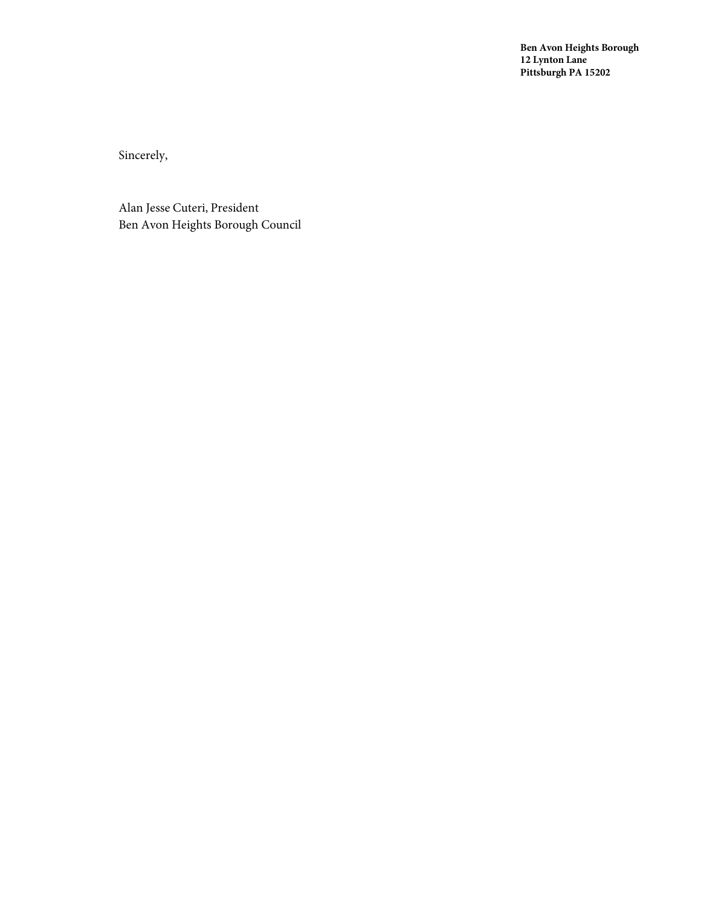**Ben Avon Heights Borough**
**12 Lynton Lane**
**Pittsburgh PA 15202**

Sincerely,

Alan Jesse Cuteri, President
Ben Avon Heights Borough Council